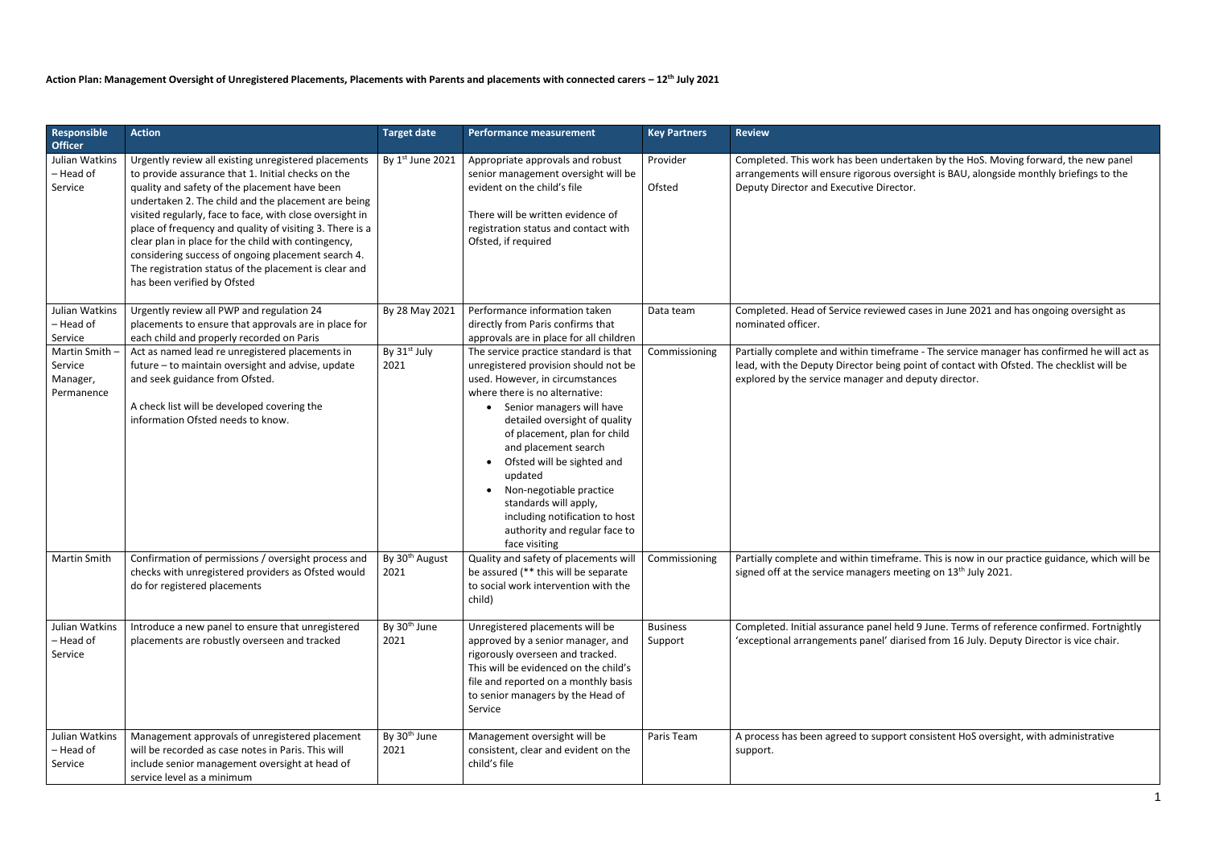**Action Plan: Management Oversight of Unregistered Placements, Placements with Parents and placements with connected carers – 12th July 2021**

| Responsible Officer | Action | Target date | Performance measurement | Key Partners | Review |
|---|---|---|---|---|---|
| Julian Watkins – Head of Service | Urgently review all existing unregistered placements to provide assurance that 1. Initial checks on the quality and safety of the placement have been undertaken 2. The child and the placement are being visited regularly, face to face, with close oversight in place of frequency and quality of visiting 3. There is a clear plan in place for the child with contingency, considering success of ongoing placement search 4. The registration status of the placement is clear and has been verified by Ofsted | By 1st June 2021 | Appropriate approvals and robust senior management oversight will be evident on the child's file<br><br>There will be written evidence of registration status and contact with Ofsted, if required | Provider<br><br>Ofsted | Completed. This work has been undertaken by the HoS. Moving forward, the new panel arrangements will ensure rigorous oversight is BAU, alongside monthly briefings to the Deputy Director and Executive Director. |
| Julian Watkins – Head of Service | Urgently review all PWP and regulation 24 placements to ensure that approvals are in place for each child and properly recorded on Paris | By 28 May 2021 | Performance information taken directly from Paris confirms that approvals are in place for all children | Data team | Completed. Head of Service reviewed cases in June 2021 and has ongoing oversight as nominated officer. |
| Martin Smith – Service Manager, Permanence | Act as named lead re unregistered placements in future – to maintain oversight and advise, update and seek guidance from Ofsted.<br><br>A check list will be developed covering the information Ofsted needs to know. | By 31st July 2021 | The service practice standard is that unregistered provision should not be used. However, in circumstances where there is no alternative:<br>• Senior managers will have detailed oversight of quality of placement, plan for child and placement search<br>• Ofsted will be sighted and updated<br>• Non-negotiable practice standards will apply, including notification to host authority and regular face to face visiting | Commissioning | Partially complete and within timeframe - The service manager has confirmed he will act as lead, with the Deputy Director being point of contact with Ofsted. The checklist will be explored by the service manager and deputy director. |
| Martin Smith | Confirmation of permissions / oversight process and checks with unregistered providers as Ofsted would do for registered placements | By 30th August 2021 | Quality and safety of placements will be assured (** this will be separate to social work intervention with the child) | Commissioning | Partially complete and within timeframe. This is now in our practice guidance, which will be signed off at the service managers meeting on 13th July 2021. |
| Julian Watkins – Head of Service | Introduce a new panel to ensure that unregistered placements are robustly overseen and tracked | By 30th June 2021 | Unregistered placements will be approved by a senior manager, and rigorously overseen and tracked. This will be evidenced on the child's file and reported on a monthly basis to senior managers by the Head of Service | Business Support | Completed. Initial assurance panel held 9 June. Terms of reference confirmed. Fortnightly 'exceptional arrangements panel' diarised from 16 July. Deputy Director is vice chair. |
| Julian Watkins – Head of Service | Management approvals of unregistered placement will be recorded as case notes in Paris. This will include senior management oversight at head of service level as a minimum | By 30th June 2021 | Management oversight will be consistent, clear and evident on the child's file | Paris Team | A process has been agreed to support consistent HoS oversight, with administrative support. |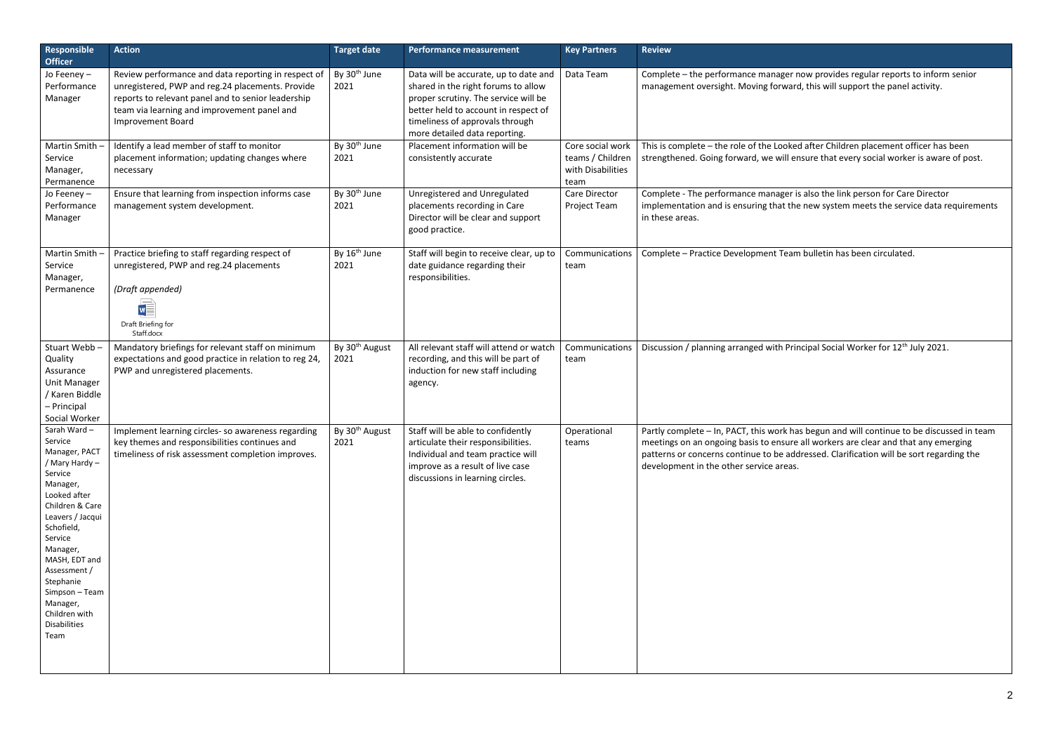| Responsible Officer | Action | Target date | Performance measurement | Key Partners | Review |
|---|---|---|---|---|---|
| Jo Feeney – Performance Manager | Review performance and data reporting in respect of unregistered, PWP and reg.24 placements. Provide reports to relevant panel and to senior leadership team via learning and improvement panel and Improvement Board | By 30th June 2021 | Data will be accurate, up to date and shared in the right forums to allow proper scrutiny. The service will be better held to account in respect of timeliness of approvals through more detailed data reporting. | Data Team | Complete – the performance manager now provides regular reports to inform senior management oversight. Moving forward, this will support the panel activity. |
| Martin Smith – Service Manager, Permanence | Identify a lead member of staff to monitor placement information; updating changes where necessary | By 30th June 2021 | Placement information will be consistently accurate | Core social work teams / Children with Disabilities team | This is complete – the role of the Looked after Children placement officer has been strengthened. Going forward, we will ensure that every social worker is aware of post. |
| Jo Feeney – Performance Manager | Ensure that learning from inspection informs case management system development. | By 30th June 2021 | Unregistered and Unregulated placements recording in Care Director will be clear and support good practice. | Care Director Project Team | Complete - The performance manager is also the link person for Care Director implementation and is ensuring that the new system meets the service data requirements in these areas. |
| Martin Smith – Service Manager, Permanence | Practice briefing to staff regarding respect of unregistered, PWP and reg.24 placements<br><br>*(Draft appended)*<br><br>Draft Briefing for Staff.docx | By 16th June 2021 | Staff will begin to receive clear, up to date guidance regarding their responsibilities. | Communications team | Complete – Practice Development Team bulletin has been circulated. |
| Stuart Webb – Quality Assurance Unit Manager / Karen Biddle – Principal Social Worker | Mandatory briefings for relevant staff on minimum expectations and good practice in relation to reg 24, PWP and unregistered placements. | By 30th August 2021 | All relevant staff will attend or watch recording, and this will be part of induction for new staff including agency. | Communications team | Discussion / planning arranged with Principal Social Worker for 12th July 2021. |
| Sarah Ward – Service Manager, PACT / Mary Hardy – Service Manager, Looked after Children & Care Leavers / Jacqui Schofield, Service Manager, MASH, EDT and Assessment / Stephanie Simpson – Team Manager, Children with Disabilities Team | Implement learning circles- so awareness regarding key themes and responsibilities continues and timeliness of risk assessment completion improves. | By 30th August 2021 | Staff will be able to confidently articulate their responsibilities. Individual and team practice will improve as a result of live case discussions in learning circles. | Operational teams | Partly complete – In, PACT, this work has begun and will continue to be discussed in team meetings on an ongoing basis to ensure all workers are clear and that any emerging patterns or concerns continue to be addressed. Clarification will be sort regarding the development in the other service areas. |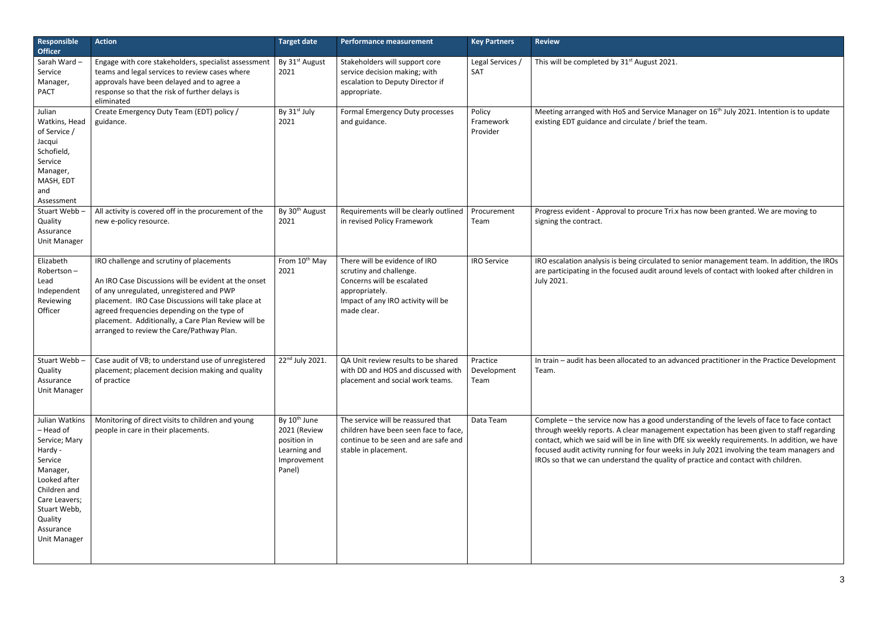| Responsible Officer | Action | Target date | Performance measurement | Key Partners | Review |
|---|---|---|---|---|---|
| Sarah Ward – Service Manager, PACT | Engage with core stakeholders, specialist assessment teams and legal services to review cases where approvals have been delayed and to agree a response so that the risk of further delays is eliminated | By 31st August 2021 | Stakeholders will support core service decision making; with escalation to Deputy Director if appropriate. | Legal Services / SAT | This will be completed by 31st August 2021. |
| Julian Watkins, Head of Service / Jacqui Schofield, Service Manager, MASH, EDT and Assessment | Create Emergency Duty Team (EDT) policy / guidance. | By 31st July 2021 | Formal Emergency Duty processes and guidance. | Policy Framework Provider | Meeting arranged with HoS and Service Manager on 16th July 2021. Intention is to update existing EDT guidance and circulate / brief the team. |
| Stuart Webb – Quality Assurance Unit Manager | All activity is covered off in the procurement of the new e-policy resource. | By 30th August 2021 | Requirements will be clearly outlined in revised Policy Framework | Procurement Team | Progress evident - Approval to procure Tri.x has now been granted. We are moving to signing the contract. |
| Elizabeth Robertson – Lead Independent Reviewing Officer | IRO challenge and scrutiny of placements<br><br>An IRO Case Discussions will be evident at the onset of any unregulated, unregistered and PWP placement. IRO Case Discussions will take place at agreed frequencies depending on the type of placement. Additionally, a Care Plan Review will be arranged to review the Care/Pathway Plan. | From 10th May 2021 | There will be evidence of IRO scrutiny and challenge.<br>Concerns will be escalated appropriately.<br>Impact of any IRO activity will be made clear. | IRO Service | IRO escalation analysis is being circulated to senior management team. In addition, the IROs are participating in the focused audit around levels of contact with looked after children in July 2021. |
| Stuart Webb – Quality Assurance Unit Manager | Case audit of VB; to understand use of unregistered placement; placement decision making and quality of practice | 22nd July 2021. | QA Unit review results to be shared with DD and HOS and discussed with placement and social work teams. | Practice Development Team | In train – audit has been allocated to an advanced practitioner in the Practice Development Team. |
| Julian Watkins – Head of Service; Mary Hardy - Service Manager, Looked after Children and Care Leavers; Stuart Webb, Quality Assurance Unit Manager | Monitoring of direct visits to children and young people in care in their placements. | By 10th June 2021 (Review position in Learning and Improvement Panel) | The service will be reassured that children have been seen face to face, continue to be seen and are safe and stable in placement. | Data Team | Complete – the service now has a good understanding of the levels of face to face contact through weekly reports. A clear management expectation has been given to staff regarding contact, which we said will be in line with DfE six weekly requirements. In addition, we have focused audit activity running for four weeks in July 2021 involving the team managers and IROs so that we can understand the quality of practice and contact with children. |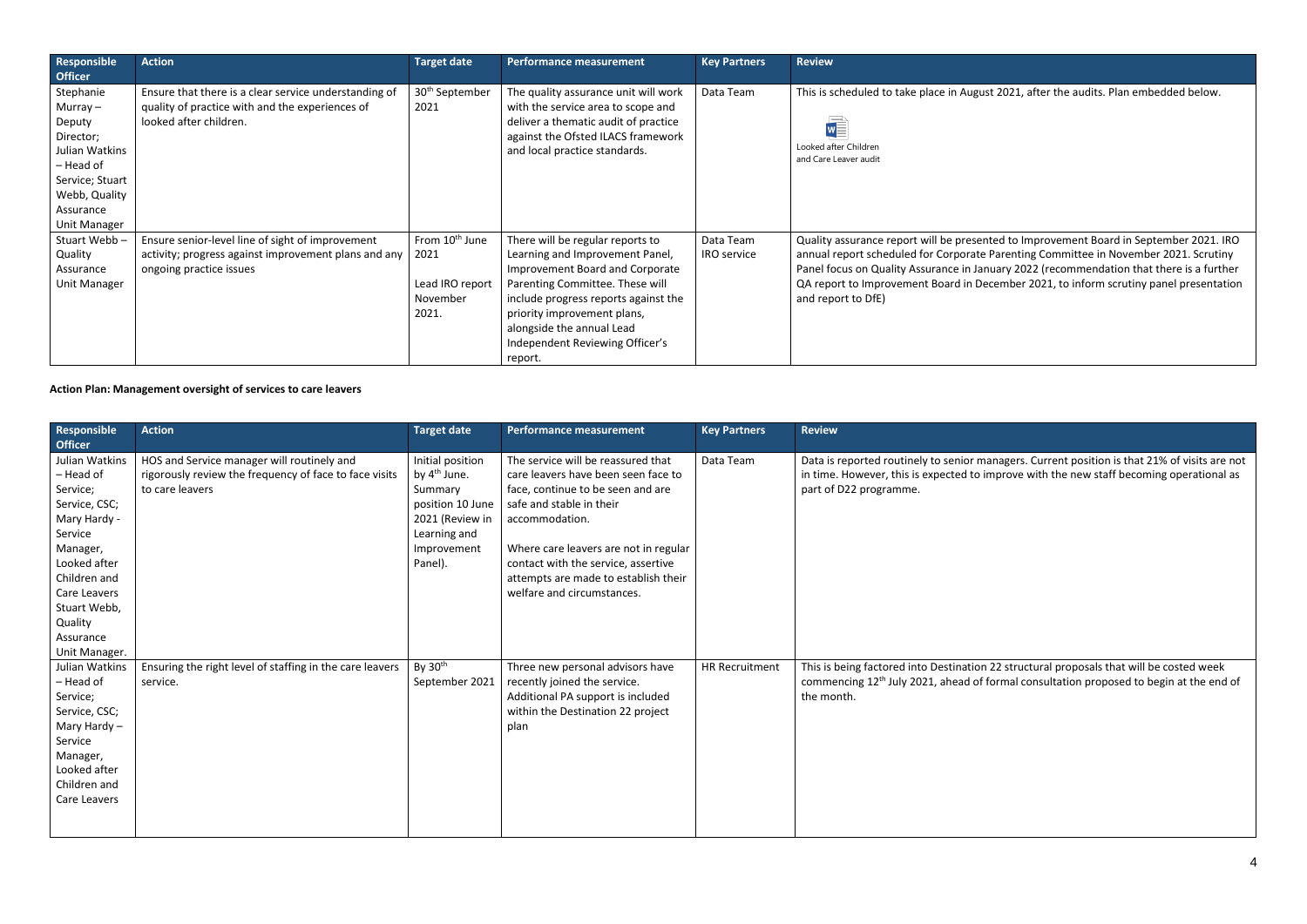| Responsible Officer | Action | Target date | Performance measurement | Key Partners | Review |
|---|---|---|---|---|---|
| Stephanie Murray – Deputy Director; Julian Watkins – Head of Service; Stuart Webb, Quality Assurance Unit Manager | Ensure that there is a clear service understanding of quality of practice with and the experiences of looked after children. | 30th September 2021 | The quality assurance unit will work with the service area to scope and deliver a thematic audit of practice against the Ofsted ILACS framework and local practice standards. | Data Team | This is scheduled to take place in August 2021, after the audits. Plan embedded below. Looked after Children and Care Leaver audit |
| Stuart Webb – Quality Assurance Unit Manager | Ensure senior-level line of sight of improvement activity; progress against improvement plans and any ongoing practice issues | From 10th June 2021<br><br>Lead IRO report November 2021. | There will be regular reports to Learning and Improvement Panel, Improvement Board and Corporate Parenting Committee. These will include progress reports against the priority improvement plans, alongside the annual Lead Independent Reviewing Officer's report. | Data Team<br>IRO service | Quality assurance report will be presented to Improvement Board in September 2021. IRO annual report scheduled for Corporate Parenting Committee in November 2021. Scrutiny Panel focus on Quality Assurance in January 2022 (recommendation that there is a further QA report to Improvement Board in December 2021, to inform scrutiny panel presentation and report to DfE) |

**Action Plan: Management oversight of services to care leavers**

| Responsible Officer | Action | Target date | Performance measurement | Key Partners | Review |
|---|---|---|---|---|---|
| Julian Watkins – Head of Service; Service, CSC; Mary Hardy - Service Manager, Looked after Children and Care Leavers Stuart Webb, Quality Assurance Unit Manager. | HOS and Service manager will routinely and rigorously review the frequency of face to face visits to care leavers | Initial position by 4th June. Summary position 10 June 2021 (Review in Learning and Improvement Panel). | The service will be reassured that care leavers have been seen face to face, continue to be seen and are safe and stable in their accommodation.<br><br>Where care leavers are not in regular contact with the service, assertive attempts are made to establish their welfare and circumstances. | Data Team | Data is reported routinely to senior managers. Current position is that 21% of visits are not in time. However, this is expected to improve with the new staff becoming operational as part of D22 programme. |
| Julian Watkins – Head of Service; Service, CSC; Mary Hardy – Service Manager, Looked after Children and Care Leavers | Ensuring the right level of staffing in the care leavers service. | By 30th September 2021 | Three new personal advisors have recently joined the service. Additional PA support is included within the Destination 22 project plan | HR Recruitment | This is being factored into Destination 22 structural proposals that will be costed week commencing 12th July 2021, ahead of formal consultation proposed to begin at the end of the month. |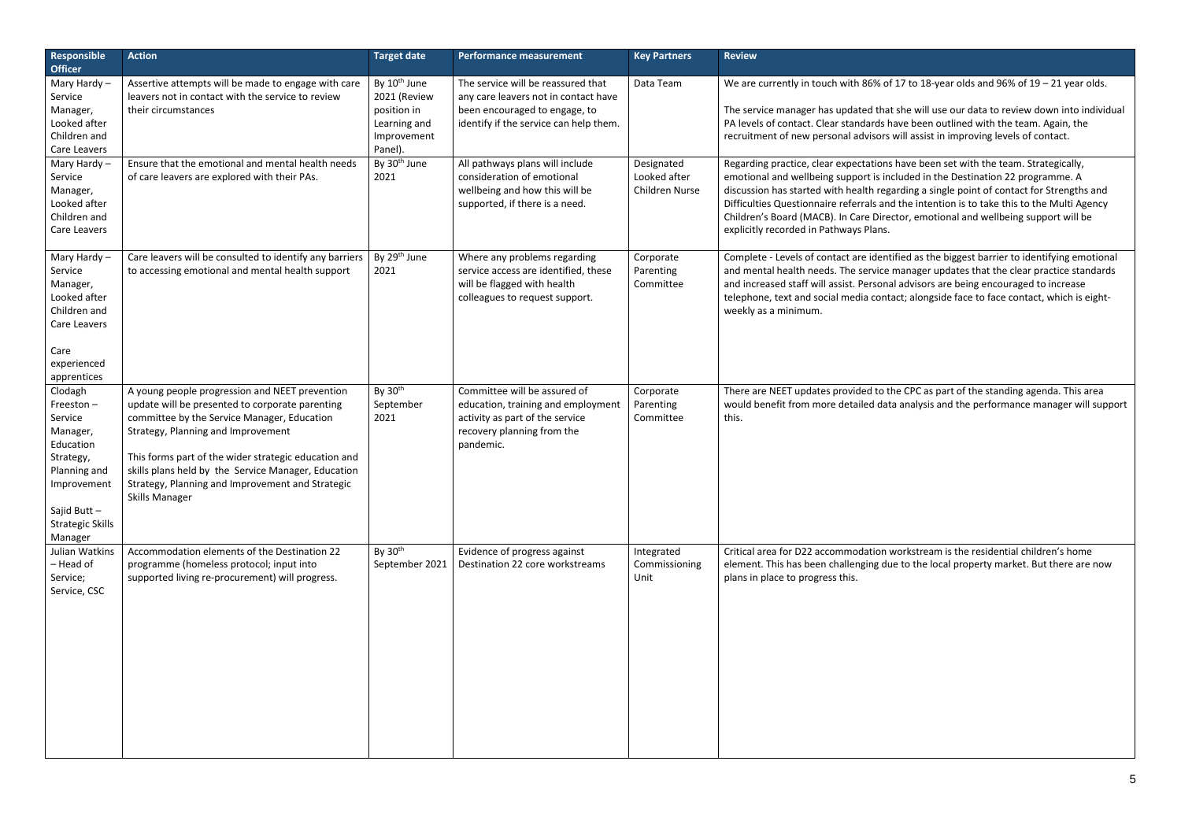| Responsible Officer | Action | Target date | Performance measurement | Key Partners | Review |
|---|---|---|---|---|---|
| Mary Hardy – Service Manager, Looked after Children and Care Leavers | Assertive attempts will be made to engage with care leavers not in contact with the service to review their circumstances | By 10th June 2021 (Review position in Learning and Improvement Panel). | The service will be reassured that any care leavers not in contact have been encouraged to engage, to identify if the service can help them. | Data Team | We are currently in touch with 86% of 17 to 18-year olds and 96% of 19 – 21 year olds.<br><br>The service manager has updated that she will use our data to review down into individual PA levels of contact. Clear standards have been outlined with the team. Again, the recruitment of new personal advisors will assist in improving levels of contact. |
| Mary Hardy – Service Manager, Looked after Children and Care Leavers | Ensure that the emotional and mental health needs of care leavers are explored with their PAs. | By 30th June 2021 | All pathways plans will include consideration of emotional wellbeing and how this will be supported, if there is a need. | Designated Looked after Children Nurse | Regarding practice, clear expectations have been set with the team. Strategically, emotional and wellbeing support is included in the Destination 22 programme. A discussion has started with health regarding a single point of contact for Strengths and Difficulties Questionnaire referrals and the intention is to take this to the Multi Agency Children's Board (MACB). In Care Director, emotional and wellbeing support will be explicitly recorded in Pathways Plans. |
| Mary Hardy – Service Manager, Looked after Children and Care Leavers<br><br>Care experienced apprentices | Care leavers will be consulted to identify any barriers to accessing emotional and mental health support | By 29th June 2021 | Where any problems regarding service access are identified, these will be flagged with health colleagues to request support. | Corporate Parenting Committee | Complete - Levels of contact are identified as the biggest barrier to identifying emotional and mental health needs. The service manager updates that the clear practice standards and increased staff will assist. Personal advisors are being encouraged to increase telephone, text and social media contact; alongside face to face contact, which is eight-weekly as a minimum. |
| Clodagh Freeston – Service Manager, Education Strategy, Planning and Improvement<br><br>Sajid Butt – Strategic Skills Manager | A young people progression and NEET prevention update will be presented to corporate parenting committee by the Service Manager, Education Strategy, Planning and Improvement<br><br>This forms part of the wider strategic education and skills plans held by the Service Manager, Education Strategy, Planning and Improvement and Strategic Skills Manager | By 30th September 2021 | Committee will be assured of education, training and employment activity as part of the service recovery planning from the pandemic. | Corporate Parenting Committee | There are NEET updates provided to the CPC as part of the standing agenda. This area would benefit from more detailed data analysis and the performance manager will support this. |
| Julian Watkins – Head of Service; Service, CSC | Accommodation elements of the Destination 22 programme (homeless protocol; input into supported living re-procurement) will progress. | By 30th September 2021 | Evidence of progress against Destination 22 core workstreams | Integrated Commissioning Unit | Critical area for D22 accommodation workstream is the residential children's home element. This has been challenging due to the local property market. But there are now plans in place to progress this. |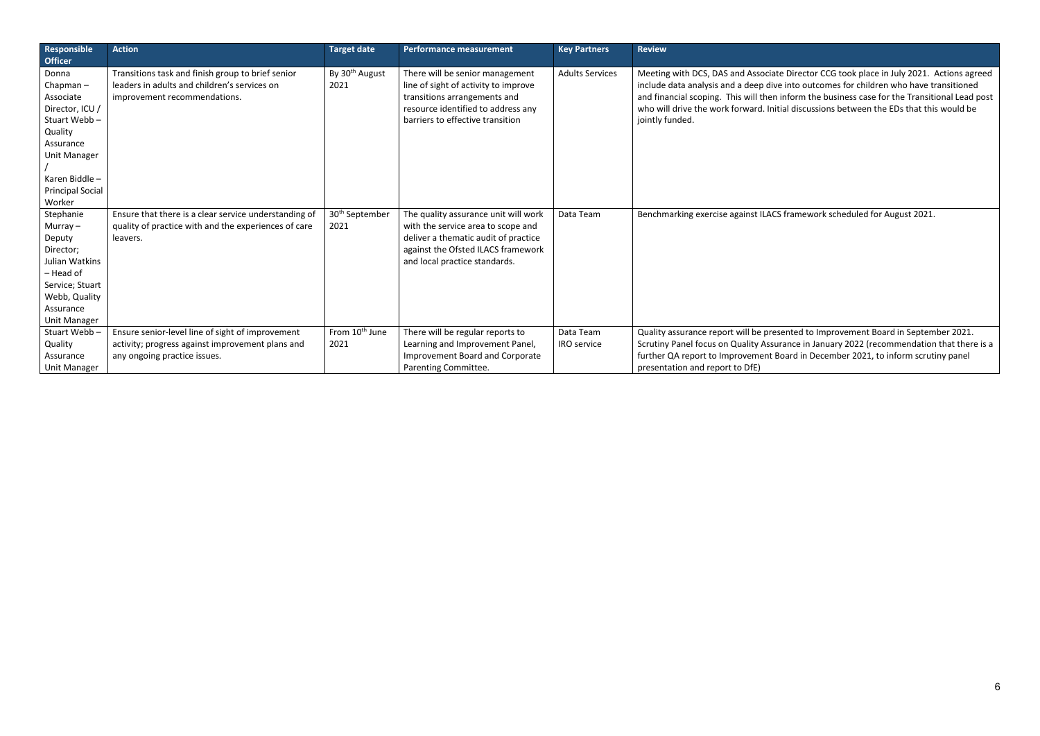| Responsible Officer | Action | Target date | Performance measurement | Key Partners | Review |
|---|---|---|---|---|---|
| Donna Chapman – Associate Director, ICU / Stuart Webb – Quality Assurance Unit Manager / Karen Biddle – Principal Social Worker | Transitions task and finish group to brief senior leaders in adults and children's services on improvement recommendations. | By 30th August 2021 | There will be senior management line of sight of activity to improve transitions arrangements and resource identified to address any barriers to effective transition | Adults Services | Meeting with DCS, DAS and Associate Director CCG took place in July 2021. Actions agreed include data analysis and a deep dive into outcomes for children who have transitioned and financial scoping. This will then inform the business case for the Transitional Lead post who will drive the work forward. Initial discussions between the EDs that this would be jointly funded. |
| Stephanie Murray – Deputy Director; Julian Watkins – Head of Service; Stuart Webb, Quality Assurance Unit Manager | Ensure that there is a clear service understanding of quality of practice with and the experiences of care leavers. | 30th September 2021 | The quality assurance unit will work with the service area to scope and deliver a thematic audit of practice against the Ofsted ILACS framework and local practice standards. | Data Team | Benchmarking exercise against ILACS framework scheduled for August 2021. |
| Stuart Webb – Quality Assurance Unit Manager | Ensure senior-level line of sight of improvement activity; progress against improvement plans and any ongoing practice issues. | From 10th June 2021 | There will be regular reports to Learning and Improvement Panel, Improvement Board and Corporate Parenting Committee. | Data Team<br>IRO service | Quality assurance report will be presented to Improvement Board in September 2021. Scrutiny Panel focus on Quality Assurance in January 2022 (recommendation that there is a further QA report to Improvement Board in December 2021, to inform scrutiny panel presentation and report to DfE) |